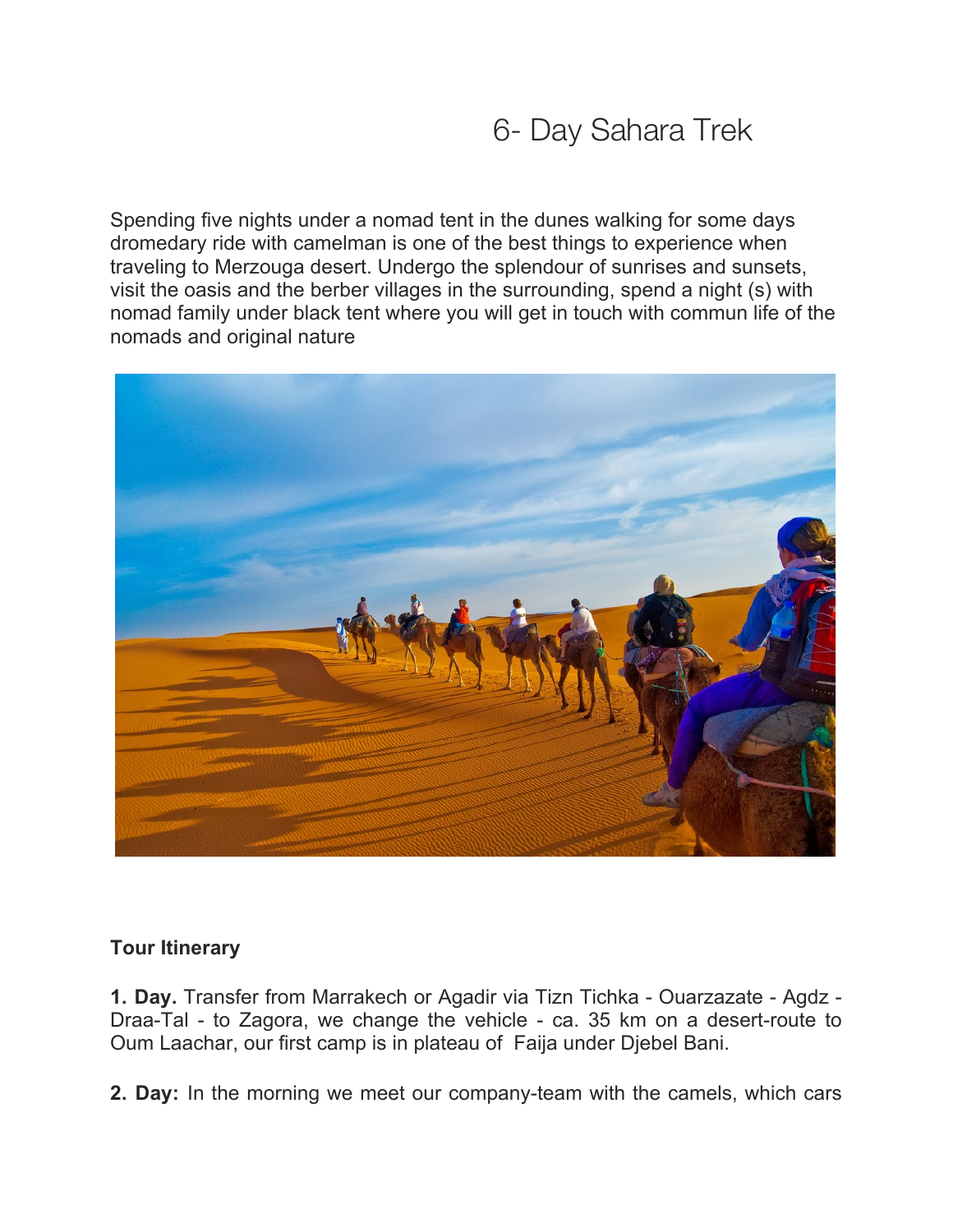# 6- Day Sahara Trek

Spending five nights under a nomad tent in the dunes walking for some days dromedary ride with camelman is one of the best things to experience when traveling to Merzouga desert. Undergo the splendour of sunrises and sunsets, visit the oasis and the berber villages in the surrounding, spend a night (s) with nomad family under black tent where you will get in touch with commun life of the nomads and original nature

**Tour Itinerary**

**1. Day.** Transfer from Marrakech or Agadir via Tizn Tichka - Ouarzazate - Agdz - Draa-Tal - to Zagora, we change the vehicle - ca. 35 km on a desert-route to Oum Laachar, our first camp is in plateau of Faija under Djebel Bani.

**2. Day:** In the morning we meet our company-team with the camels, which cars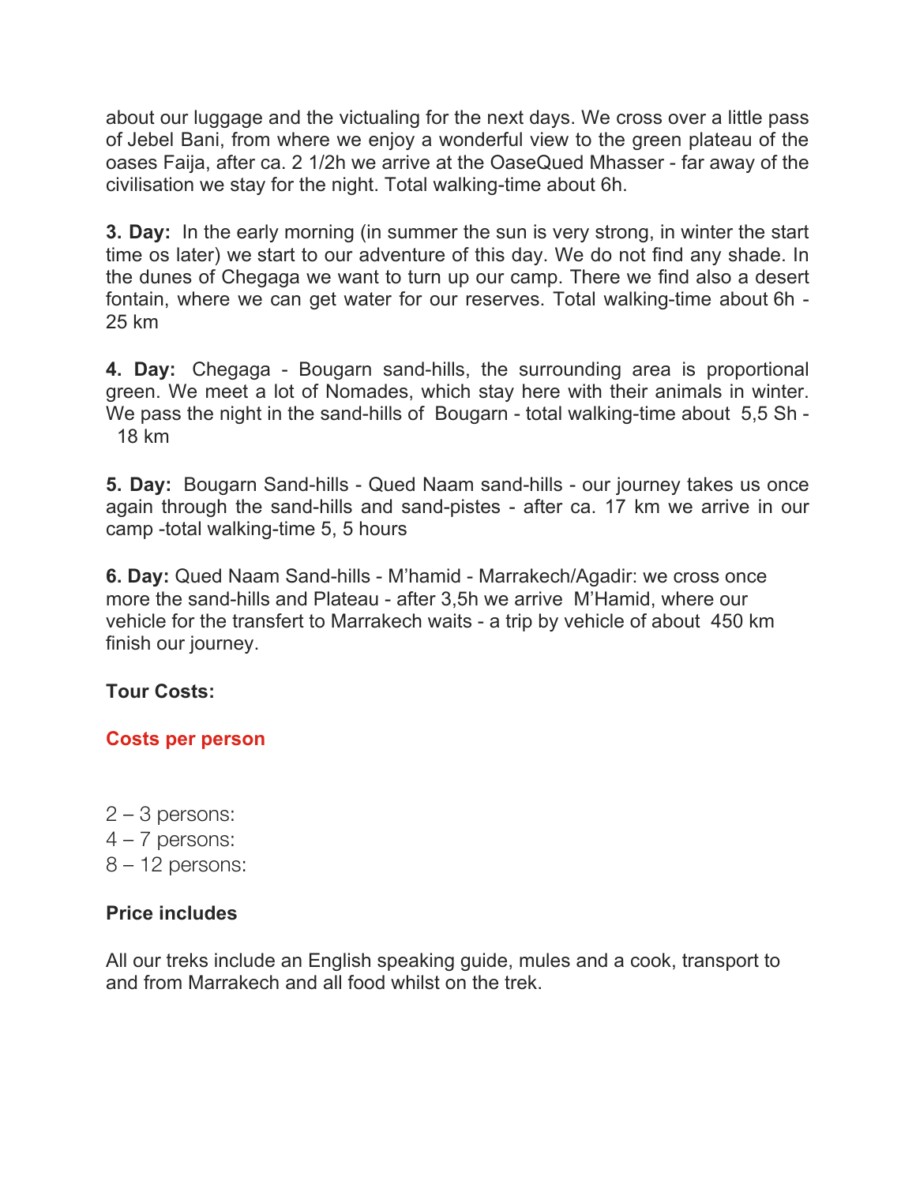about our luggage and the victualing for the next days. We cross over a little pass of Jebel Bani, from where we enjoy a wonderful view to the green plateau of the oases Faija, after ca. 2 1/2h we arrive at the OaseQued Mhasser - far away of the civilisation we stay for the night. Total walking-time about 6h.

**3. Day:** In the early morning (in summer the sun is very strong, in winter the start time os later) we start to our adventure of this day. We do not find any shade. In the dunes of Chegaga we want to turn up our camp. There we find also a desert fontain, where we can get water for our reserves. Total walking-time about 6h - 25 km

**4. Day:** Chegaga - Bougarn sand-hills, the surrounding area is proportional green. We meet a lot of Nomades, which stay here with their animals in winter. We pass the night in the sand-hills of Bougarn - total walking-time about 5,5 Sh - 18 km

**5. Day:** Bougarn Sand-hills - Qued Naam sand-hills - our journey takes us once again through the sand-hills and sand-pistes - after ca. 17 km we arrive in our camp -total walking-time 5, 5 hours

**6. Day:** Qued Naam Sand-hills - M'hamid - Marrakech/Agadir: we cross once more the sand-hills and Plateau - after 3,5h we arrive M'Hamid, where our vehicle for the transfert to Marrakech waits - a trip by vehicle of about 450 km finish our journey.

**Tour Costs:**

**Costs per person**

2 – 3 persons:
4 – 7 persons:
8 – 12 persons:

**Price includes**

All our treks include an English speaking guide, mules and a cook, transport to and from Marrakech and all food whilst on the trek.